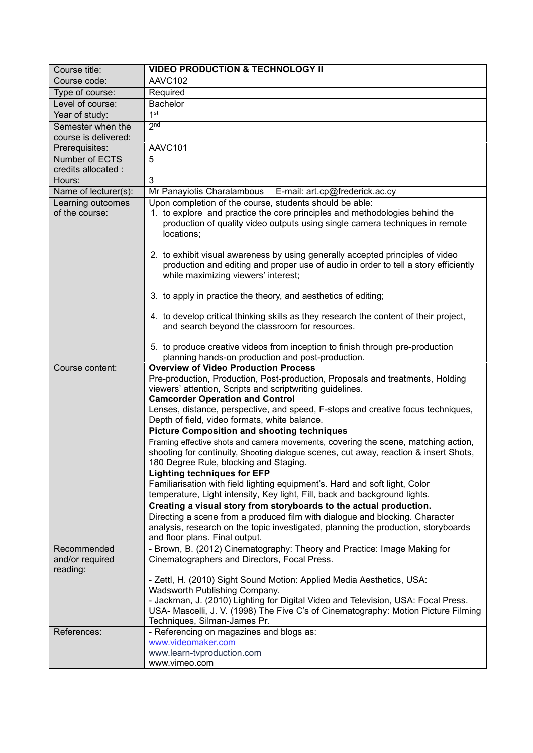| Course title: | **VIDEO PRODUCTION & TECHNOLOGY II** | |
|---|---|---|
| Course code: | AAVC102 | |
| Type of course: | Required | |
| Level of course: | Bachelor | |
| Year of study: | 1st | |
| Semester when the course is delivered: | 2nd | |
| Prerequisites: | AAVC101 | |
| Number of ECTS credits allocated : | 5 | |
| Hours: | 3 | |
| Name of lecturer(s): | Mr Panayiotis Charalambous | E-mail: art.cp@frederick.ac.cy |
| Learning outcomes of the course: | Upon completion of the course, students should be able:<br>1. to explore and practice the core principles and methodologies behind the production of quality video outputs using single camera techniques in remote locations;<br><br>2. to exhibit visual awareness by using generally accepted principles of video production and editing and proper use of audio in order to tell a story efficiently while maximizing viewers' interest;<br><br>3. to apply in practice the theory, and aesthetics of editing;<br><br>4. to develop critical thinking skills as they research the content of their project, and search beyond the classroom for resources.<br><br>5. to produce creative videos from inception to finish through pre-production planning hands-on production and post-production. | |
| Course content: | **Overview of Video Production Process**<br>Pre-production, Production, Post-production, Proposals and treatments, Holding viewers' attention, Scripts and scriptwriting guidelines.<br>**Camcorder Operation and Control**<br>Lenses, distance, perspective, and speed, F-stops and creative focus techniques, Depth of field, video formats, white balance.<br>**Picture Composition and shooting techniques**<br>Framing effective shots and camera movements, covering the scene, matching action, shooting for continuity, Shooting dialogue scenes, cut away, reaction & insert Shots, 180 Degree Rule, blocking and Staging.<br>**Lighting techniques for EFP**<br>Familiarisation with field lighting equipment's. Hard and soft light, Color temperature, Light intensity, Key light, Fill, back and background lights.<br>**Creating a visual story from storyboards to the actual production.**<br>Directing a scene from a produced film with dialogue and blocking. Character analysis, research on the topic investigated, planning the production, storyboards and floor plans. Final output. | |
| Recommended and/or required reading: | - Brown, B. (2012) Cinematography: Theory and Practice: Image Making for Cinematographers and Directors, Focal Press.<br><br>- Zettl, H. (2010) Sight Sound Motion: Applied Media Aesthetics, USA: Wadsworth Publishing Company.<br>- Jackman, J. (2010) Lighting for Digital Video and Television, USA: Focal Press. USA- Mascelli, J. V. (1998) The Five C's of Cinematography: Motion Picture Filming Techniques, Silman-James Pr. | |
| References: | - Referencing on magazines and blogs as:<br>www.videomaker.com<br>www.learn-tvproduction.com<br>www.vimeo.com | |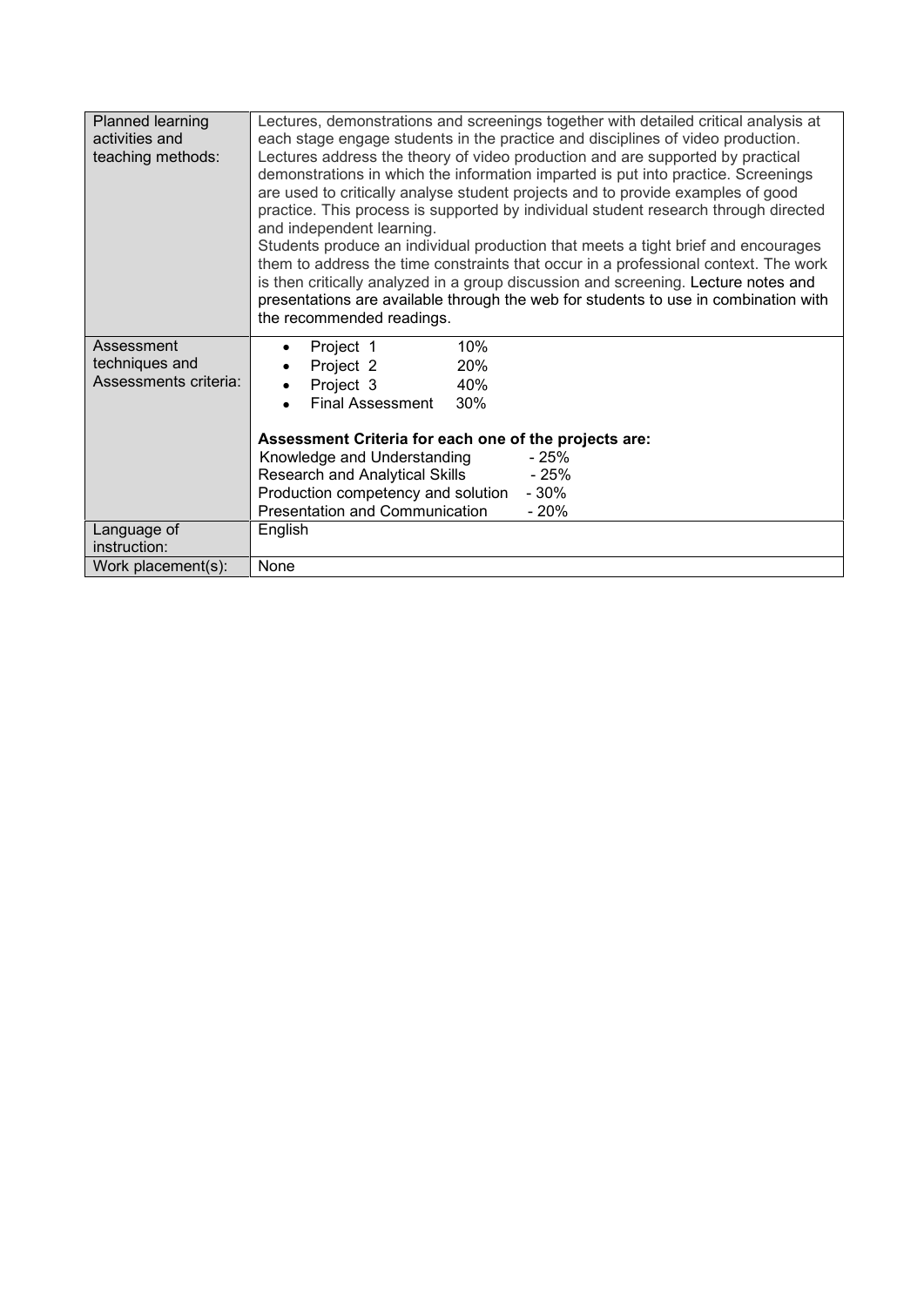| | |
|---|---|
| Planned learning activities and teaching methods: | Lectures, demonstrations and screenings together with detailed critical analysis at each stage engage students in the practice and disciplines of video production. Lectures address the theory of video production and are supported by practical demonstrations in which the information imparted is put into practice. Screenings are used to critically analyse student projects and to provide examples of good practice. This process is supported by individual student research through directed and independent learning.<br>Students produce an individual production that meets a tight brief and encourages them to address the time constraints that occur in a professional context. The work is then critically analyzed in a group discussion and screening. Lecture notes and presentations are available through the web for students to use in combination with the recommended readings. |
| Assessment techniques and Assessments criteria: | • Project 1 10%<br>• Project 2 20%<br>• Project 3 40%<br>• Final Assessment 30%<br><br>**Assessment Criteria for each one of the projects are:**<br>Knowledge and Understanding - 25%<br>Research and Analytical Skills - 25%<br>Production competency and solution - 30%<br>Presentation and Communication - 20% |
| Language of instruction: | English |
| Work placement(s): | None |